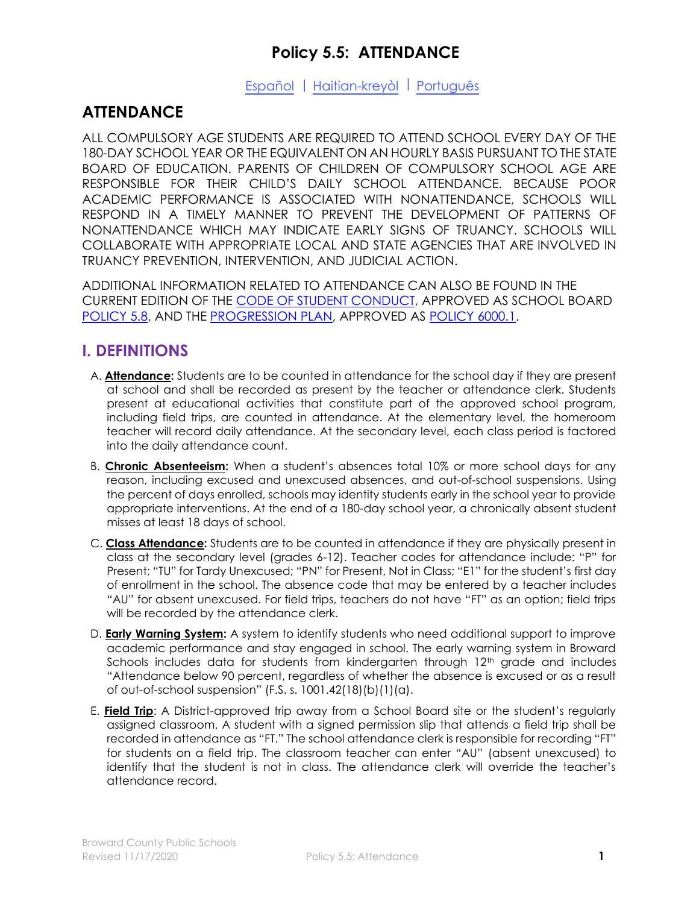# Policy 5.5: ATTENDANCE

Español | Haitian-kreyòl | Português

## ATTENDANCE

ALL COMPULSORY AGE STUDENTS ARE REQUIRED TO ATTEND SCHOOL EVERY DAY OF THE 180-DAY SCHOOL YEAR OR THE EQUIVALENT ON AN HOURLY BASIS PURSUANT TO THE STATE BOARD OF EDUCATION. PARENTS OF CHILDREN OF COMPULSORY SCHOOL AGE ARE RESPONSIBLE FOR THEIR CHILD'S DAILY SCHOOL ATTENDANCE. BECAUSE POOR ACADEMIC PERFORMANCE IS ASSOCIATED WITH NONATTENDANCE, SCHOOLS WILL RESPOND IN A TIMELY MANNER TO PREVENT THE DEVELOPMENT OF PATTERNS OF NONATTENDANCE WHICH MAY INDICATE EARLY SIGNS OF TRUANCY. SCHOOLS WILL COLLABORATE WITH APPROPRIATE LOCAL AND STATE AGENCIES THAT ARE INVOLVED IN TRUANCY PREVENTION, INTERVENTION, AND JUDICIAL ACTION.

ADDITIONAL INFORMATION RELATED TO ATTENDANCE CAN ALSO BE FOUND IN THE CURRENT EDITION OF THE CODE OF STUDENT CONDUCT, APPROVED AS SCHOOL BOARD POLICY 5.8, AND THE PROGRESSION PLAN, APPROVED AS POLICY 6000.1.

## I. DEFINITIONS

A. **Attendance:** Students are to be counted in attendance for the school day if they are present at school and shall be recorded as present by the teacher or attendance clerk. Students present at educational activities that constitute part of the approved school program, including field trips, are counted in attendance. At the elementary level, the homeroom teacher will record daily attendance. At the secondary level, each class period is factored into the daily attendance count.

B. **Chronic Absenteeism:** When a student's absences total 10% or more school days for any reason, including excused and unexcused absences, and out-of-school suspensions. Using the percent of days enrolled, schools may identity students early in the school year to provide appropriate interventions. At the end of a 180-day school year, a chronically absent student misses at least 18 days of school.

C. **Class Attendance:** Students are to be counted in attendance if they are physically present in class at the secondary level (grades 6-12). Teacher codes for attendance include: "P" for Present; "TU" for Tardy Unexcused; "PN" for Present, Not in Class; "E1" for the student's first day of enrollment in the school. The absence code that may be entered by a teacher includes "AU" for absent unexcused. For field trips, teachers do not have "FT" as an option; field trips will be recorded by the attendance clerk.

D. **Early Warning System:** A system to identify students who need additional support to improve academic performance and stay engaged in school. The early warning system in Broward Schools includes data for students from kindergarten through 12th grade and includes "Attendance below 90 percent, regardless of whether the absence is excused or as a result of out-of-school suspension" (F.S. s. 1001.42(18)(b)(1)(a).

E. **Field Trip**: A District-approved trip away from a School Board site or the student's regularly assigned classroom. A student with a signed permission slip that attends a field trip shall be recorded in attendance as "FT." The school attendance clerk is responsible for recording "FT" for students on a field trip. The classroom teacher can enter "AU" (absent unexcused) to identify that the student is not in class. The attendance clerk will override the teacher's attendance record.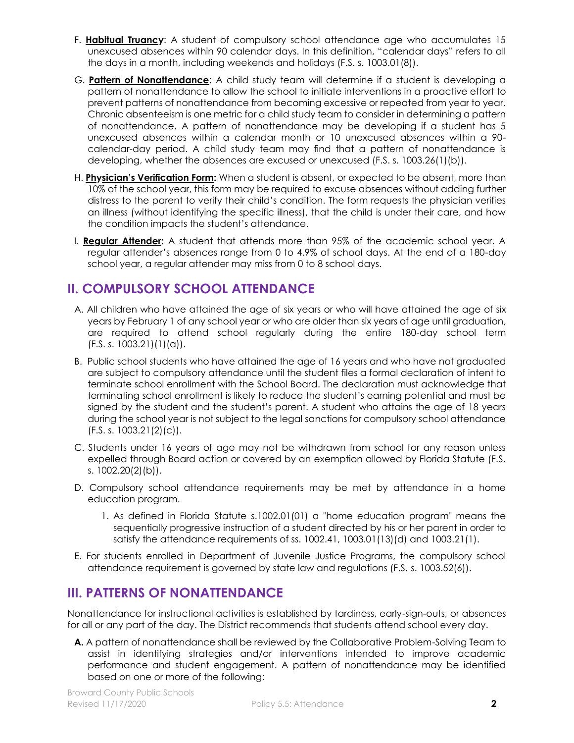F. **Habitual Truancy**: A student of compulsory school attendance age who accumulates 15 unexcused absences within 90 calendar days. In this definition, "calendar days" refers to all the days in a month, including weekends and holidays (F.S. s. 1003.01(8)).

G. **Pattern of Nonattendance**: A child study team will determine if a student is developing a pattern of nonattendance to allow the school to initiate interventions in a proactive effort to prevent patterns of nonattendance from becoming excessive or repeated from year to year. Chronic absenteeism is one metric for a child study team to consider in determining a pattern of nonattendance. A pattern of nonattendance may be developing if a student has 5 unexcused absences within a calendar month or 10 unexcused absences within a 90-calendar-day period. A child study team may find that a pattern of nonattendance is developing, whether the absences are excused or unexcused (F.S. s. 1003.26(1)(b)).

H. **Physician's Verification Form:** When a student is absent, or expected to be absent, more than 10% of the school year, this form may be required to excuse absences without adding further distress to the parent to verify their child's condition. The form requests the physician verifies an illness (without identifying the specific illness), that the child is under their care, and how the condition impacts the student's attendance.

I. **Regular Attender:** A student that attends more than 95% of the academic school year. A regular attender's absences range from 0 to 4.9% of school days. At the end of a 180-day school year, a regular attender may miss from 0 to 8 school days.

## II. COMPULSORY SCHOOL ATTENDANCE

A. All children who have attained the age of six years or who will have attained the age of six years by February 1 of any school year or who are older than six years of age until graduation, are required to attend school regularly during the entire 180-day school term (F.S. s. 1003.21)(1)(a)).

B. Public school students who have attained the age of 16 years and who have not graduated are subject to compulsory attendance until the student files a formal declaration of intent to terminate school enrollment with the School Board. The declaration must acknowledge that terminating school enrollment is likely to reduce the student's earning potential and must be signed by the student and the student's parent. A student who attains the age of 18 years during the school year is not subject to the legal sanctions for compulsory school attendance (F.S. s. 1003.21(2)(c)).

C. Students under 16 years of age may not be withdrawn from school for any reason unless expelled through Board action or covered by an exemption allowed by Florida Statute (F.S. s. 1002.20(2)(b)).

D. Compulsory school attendance requirements may be met by attendance in a home education program.

   1. As defined in Florida Statute s.1002.01(01) a "home education program" means the sequentially progressive instruction of a student directed by his or her parent in order to satisfy the attendance requirements of ss. 1002.41, 1003.01(13)(d) and 1003.21(1).

E. For students enrolled in Department of Juvenile Justice Programs, the compulsory school attendance requirement is governed by state law and regulations (F.S. s. 1003.52(6)).

## III. PATTERNS OF NONATTENDANCE

Nonattendance for instructional activities is established by tardiness, early-sign-outs, or absences for all or any part of the day. The District recommends that students attend school every day.

**A.** A pattern of nonattendance shall be reviewed by the Collaborative Problem-Solving Team to assist in identifying strategies and/or interventions intended to improve academic performance and student engagement. A pattern of nonattendance may be identified based on one or more of the following: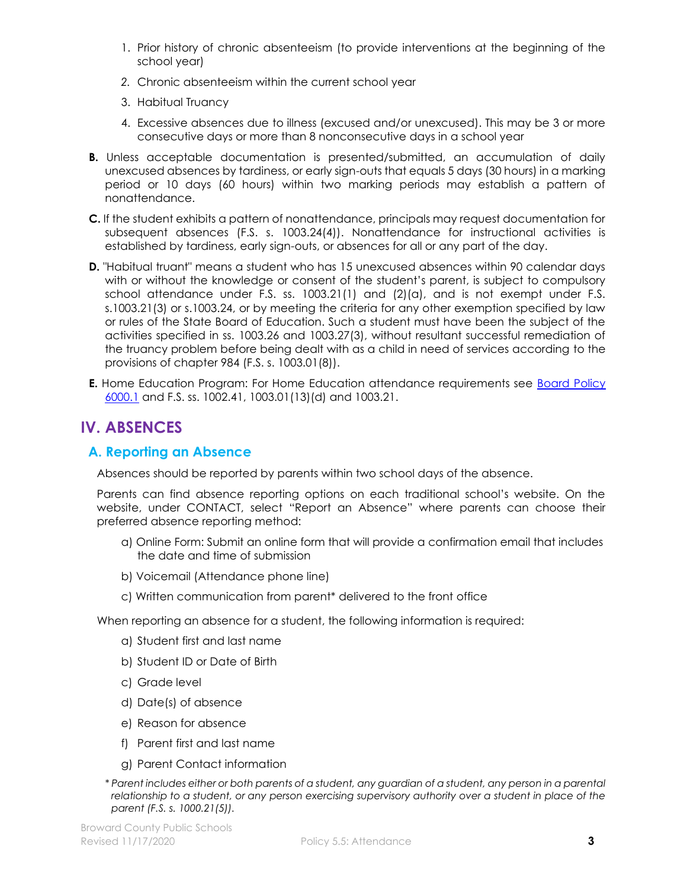1. Prior history of chronic absenteeism (to provide interventions at the beginning of the school year)
2. Chronic absenteeism within the current school year
3. Habitual Truancy
4. Excessive absences due to illness (excused and/or unexcused). This may be 3 or more consecutive days or more than 8 nonconsecutive days in a school year

**B.** Unless acceptable documentation is presented/submitted, an accumulation of daily unexcused absences by tardiness, or early sign-outs that equals 5 days (30 hours) in a marking period or 10 days (60 hours) within two marking periods may establish a pattern of nonattendance.

**C.** If the student exhibits a pattern of nonattendance, principals may request documentation for subsequent absences (F.S. s. 1003.24(4)). Nonattendance for instructional activities is established by tardiness, early sign-outs, or absences for all or any part of the day.

**D.** "Habitual truant" means a student who has 15 unexcused absences within 90 calendar days with or without the knowledge or consent of the student's parent, is subject to compulsory school attendance under F.S. ss. 1003.21(1) and (2)(a), and is not exempt under F.S. s.1003.21(3) or s.1003.24, or by meeting the criteria for any other exemption specified by law or rules of the State Board of Education. Such a student must have been the subject of the activities specified in ss. 1003.26 and 1003.27(3), without resultant successful remediation of the truancy problem before being dealt with as a child in need of services according to the provisions of chapter 984 (F.S. s. 1003.01(8)).

**E.** Home Education Program: For Home Education attendance requirements see Board Policy 6000.1 and F.S. ss. 1002.41, 1003.01(13)(d) and 1003.21.

# IV. ABSENCES

## A. Reporting an Absence

Absences should be reported by parents within two school days of the absence.

Parents can find absence reporting options on each traditional school's website. On the website, under CONTACT, select "Report an Absence" where parents can choose their preferred absence reporting method:

a) Online Form: Submit an online form that will provide a confirmation email that includes the date and time of submission

b) Voicemail (Attendance phone line)

c) Written communication from parent* delivered to the front office

When reporting an absence for a student, the following information is required:

a) Student first and last name

b) Student ID or Date of Birth

c) Grade level

d) Date(s) of absence

e) Reason for absence

f) Parent first and last name

g) Parent Contact information

*\* Parent includes either or both parents of a student, any guardian of a student, any person in a parental relationship to a student, or any person exercising supervisory authority over a student in place of the parent (F.S. s. 1000.21(5)).*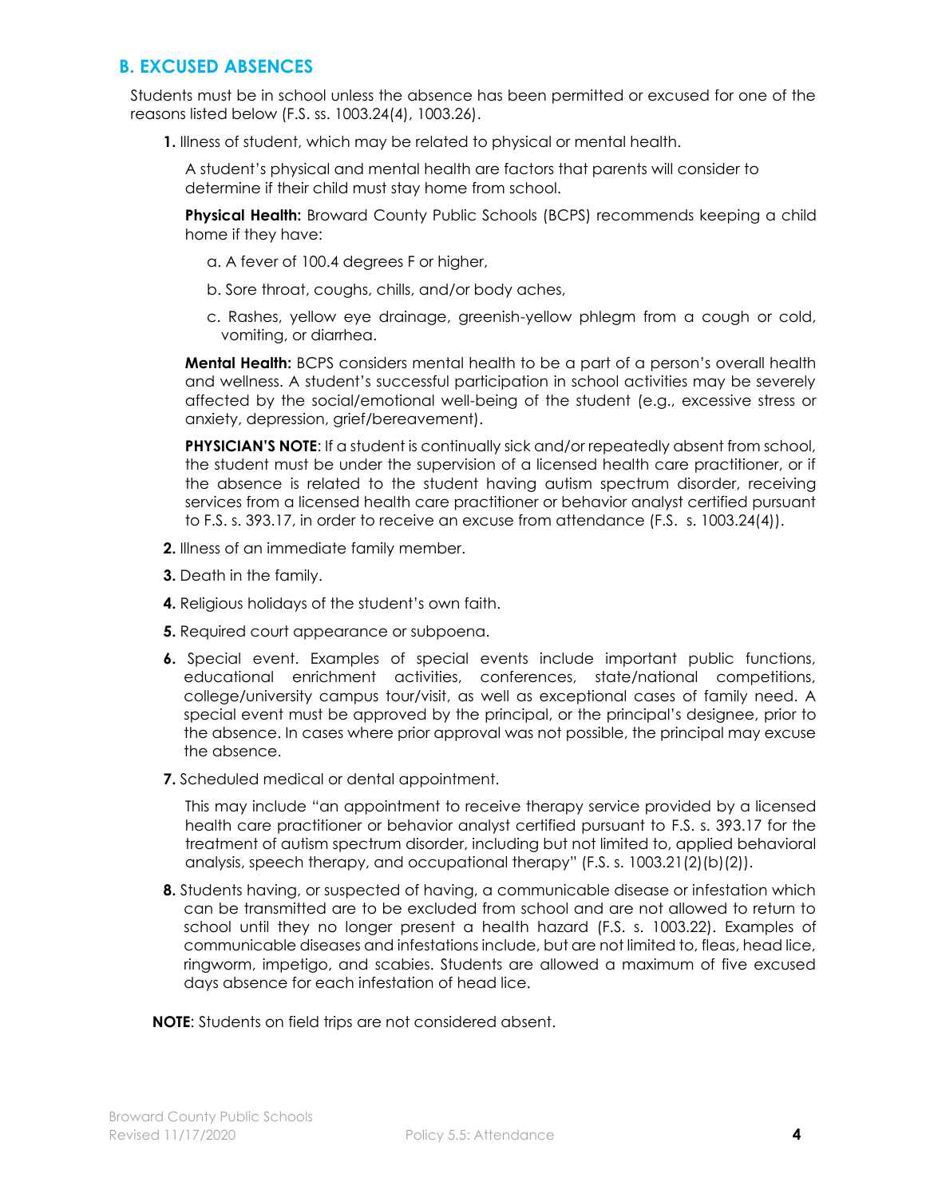## B. EXCUSED ABSENCES

Students must be in school unless the absence has been permitted or excused for one of the reasons listed below (F.S. ss. 1003.24(4), 1003.26).

**1.** Illness of student, which may be related to physical or mental health.

A student's physical and mental health are factors that parents will consider to determine if their child must stay home from school.

**Physical Health:** Broward County Public Schools (BCPS) recommends keeping a child home if they have:

a. A fever of 100.4 degrees F or higher,

b. Sore throat, coughs, chills, and/or body aches,

c. Rashes, yellow eye drainage, greenish-yellow phlegm from a cough or cold, vomiting, or diarrhea.

**Mental Health:** BCPS considers mental health to be a part of a person's overall health and wellness. A student's successful participation in school activities may be severely affected by the social/emotional well-being of the student (e.g., excessive stress or anxiety, depression, grief/bereavement).

**PHYSICIAN'S NOTE**: If a student is continually sick and/or repeatedly absent from school, the student must be under the supervision of a licensed health care practitioner, or if the absence is related to the student having autism spectrum disorder, receiving services from a licensed health care practitioner or behavior analyst certified pursuant to F.S. s. 393.17, in order to receive an excuse from attendance (F.S. s. 1003.24(4)).

**2.** Illness of an immediate family member.

**3.** Death in the family.

**4.** Religious holidays of the student's own faith.

**5.** Required court appearance or subpoena.

**6.** Special event. Examples of special events include important public functions, educational enrichment activities, conferences, state/national competitions, college/university campus tour/visit, as well as exceptional cases of family need. A special event must be approved by the principal, or the principal's designee, prior to the absence. In cases where prior approval was not possible, the principal may excuse the absence.

**7.** Scheduled medical or dental appointment.

This may include "an appointment to receive therapy service provided by a licensed health care practitioner or behavior analyst certified pursuant to F.S. s. 393.17 for the treatment of autism spectrum disorder, including but not limited to, applied behavioral analysis, speech therapy, and occupational therapy" (F.S. s. 1003.21(2)(b)(2)).

**8.** Students having, or suspected of having, a communicable disease or infestation which can be transmitted are to be excluded from school and are not allowed to return to school until they no longer present a health hazard (F.S. s. 1003.22). Examples of communicable diseases and infestations include, but are not limited to, fleas, head lice, ringworm, impetigo, and scabies. Students are allowed a maximum of five excused days absence for each infestation of head lice.

**NOTE**: Students on field trips are not considered absent.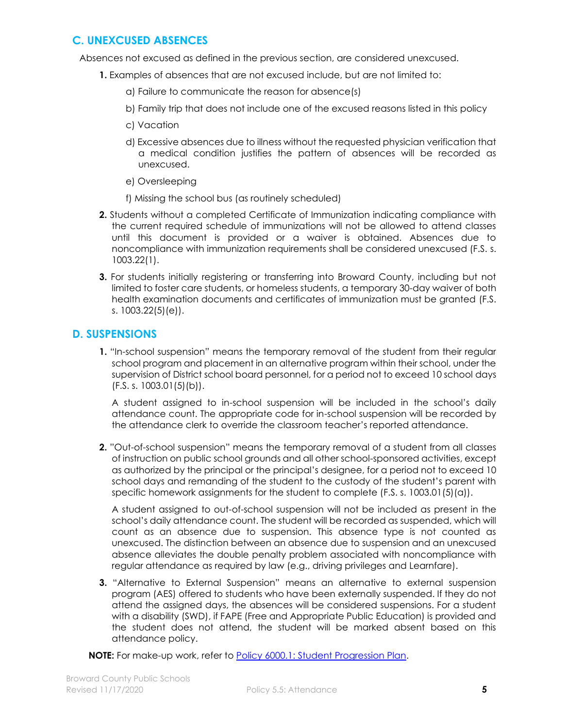## C. UNEXCUSED ABSENCES

Absences not excused as defined in the previous section, are considered unexcused.

**1.** Examples of absences that are not excused include, but are not limited to:

a) Failure to communicate the reason for absence(s)

b) Family trip that does not include one of the excused reasons listed in this policy

c) Vacation

d) Excessive absences due to illness without the requested physician verification that a medical condition justifies the pattern of absences will be recorded as unexcused.

e) Oversleeping

f) Missing the school bus (as routinely scheduled)

**2.** Students without a completed Certificate of Immunization indicating compliance with the current required schedule of immunizations will not be allowed to attend classes until this document is provided or a waiver is obtained. Absences due to noncompliance with immunization requirements shall be considered unexcused (F.S. s. 1003.22(1).

**3.** For students initially registering or transferring into Broward County, including but not limited to foster care students, or homeless students, a temporary 30-day waiver of both health examination documents and certificates of immunization must be granted (F.S. s. 1003.22(5)(e)).

## D. SUSPENSIONS

**1.** "In-school suspension" means the temporary removal of the student from their regular school program and placement in an alternative program within their school, under the supervision of District school board personnel, for a period not to exceed 10 school days (F.S. s. 1003.01(5)(b)).

A student assigned to in-school suspension will be included in the school's daily attendance count. The appropriate code for in-school suspension will be recorded by the attendance clerk to override the classroom teacher's reported attendance.

**2.** "Out-of-school suspension" means the temporary removal of a student from all classes of instruction on public school grounds and all other school-sponsored activities, except as authorized by the principal or the principal's designee, for a period not to exceed 10 school days and remanding of the student to the custody of the student's parent with specific homework assignments for the student to complete (F.S. s. 1003.01(5)(a)).

A student assigned to out-of-school suspension will not be included as present in the school's daily attendance count. The student will be recorded as suspended, which will count as an absence due to suspension. This absence type is not counted as unexcused. The distinction between an absence due to suspension and an unexcused absence alleviates the double penalty problem associated with noncompliance with regular attendance as required by law (e.g., driving privileges and Learnfare).

**3.** "Alternative to External Suspension" means an alternative to external suspension program (AES) offered to students who have been externally suspended. If they do not attend the assigned days, the absences will be considered suspensions. For a student with a disability (SWD), if FAPE (Free and Appropriate Public Education) is provided and the student does not attend, the student will be marked absent based on this attendance policy.

**NOTE:** For make-up work, refer to Policy 6000.1: Student Progression Plan.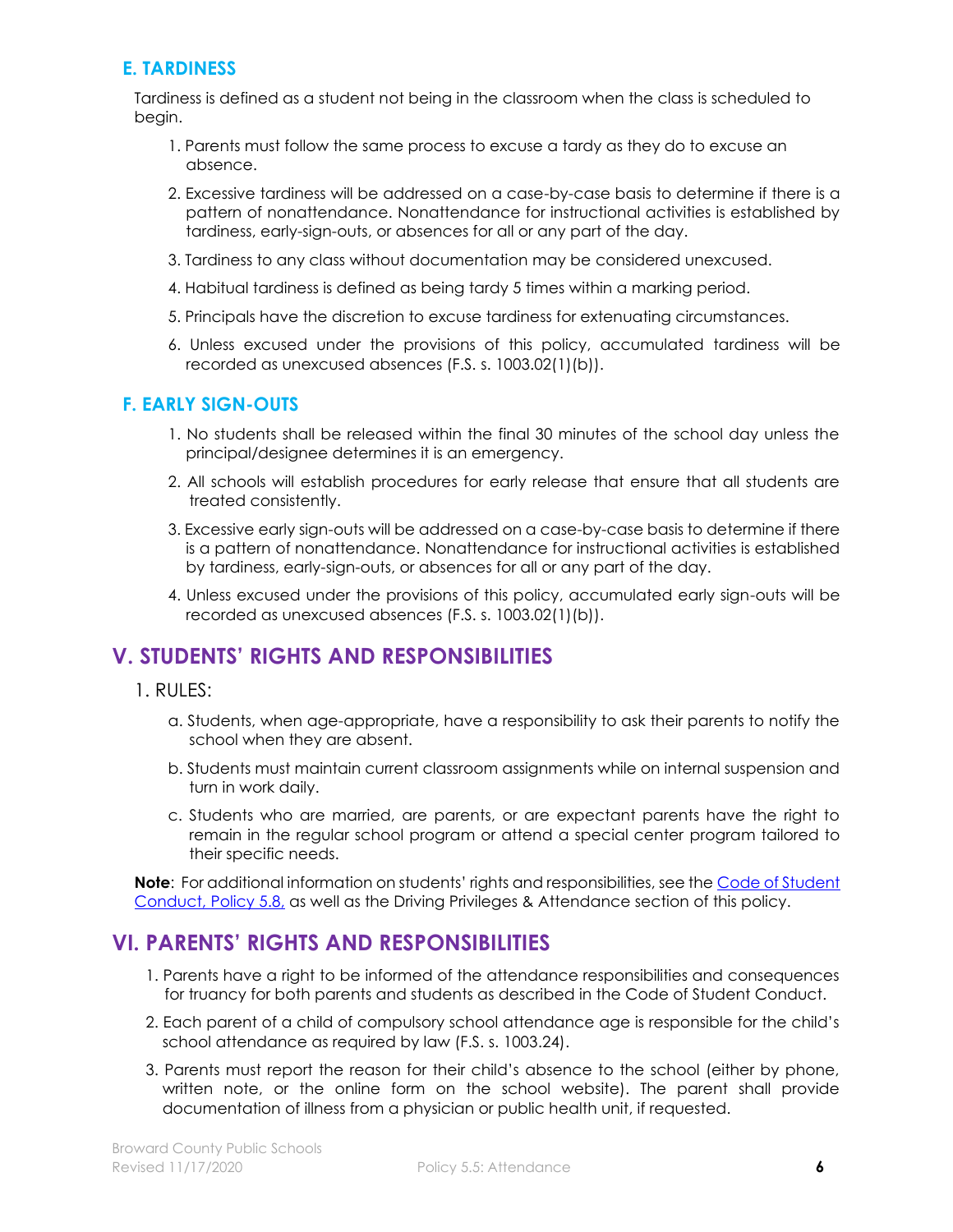### E. TARDINESS

Tardiness is defined as a student not being in the classroom when the class is scheduled to begin.

1. Parents must follow the same process to excuse a tardy as they do to excuse an absence.
2. Excessive tardiness will be addressed on a case-by-case basis to determine if there is a pattern of nonattendance. Nonattendance for instructional activities is established by tardiness, early-sign-outs, or absences for all or any part of the day.
3. Tardiness to any class without documentation may be considered unexcused.
4. Habitual tardiness is defined as being tardy 5 times within a marking period.
5. Principals have the discretion to excuse tardiness for extenuating circumstances.
6. Unless excused under the provisions of this policy, accumulated tardiness will be recorded as unexcused absences (F.S. s. 1003.02(1)(b)).

### F. EARLY SIGN-OUTS

1. No students shall be released within the final 30 minutes of the school day unless the principal/designee determines it is an emergency.
2. All schools will establish procedures for early release that ensure that all students are treated consistently.
3. Excessive early sign-outs will be addressed on a case-by-case basis to determine if there is a pattern of nonattendance. Nonattendance for instructional activities is established by tardiness, early-sign-outs, or absences for all or any part of the day.
4. Unless excused under the provisions of this policy, accumulated early sign-outs will be recorded as unexcused absences (F.S. s. 1003.02(1)(b)).

## V. STUDENTS' RIGHTS AND RESPONSIBILITIES

1. RULES:

   a. Students, when age-appropriate, have a responsibility to ask their parents to notify the school when they are absent.

   b. Students must maintain current classroom assignments while on internal suspension and turn in work daily.

   c. Students who are married, are parents, or are expectant parents have the right to remain in the regular school program or attend a special center program tailored to their specific needs.

**Note**: For additional information on students' rights and responsibilities, see the Code of Student Conduct, Policy 5.8, as well as the Driving Privileges & Attendance section of this policy.

## VI. PARENTS' RIGHTS AND RESPONSIBILITIES

1. Parents have a right to be informed of the attendance responsibilities and consequences for truancy for both parents and students as described in the Code of Student Conduct.
2. Each parent of a child of compulsory school attendance age is responsible for the child's school attendance as required by law (F.S. s. 1003.24).
3. Parents must report the reason for their child's absence to the school (either by phone, written note, or the online form on the school website). The parent shall provide documentation of illness from a physician or public health unit, if requested.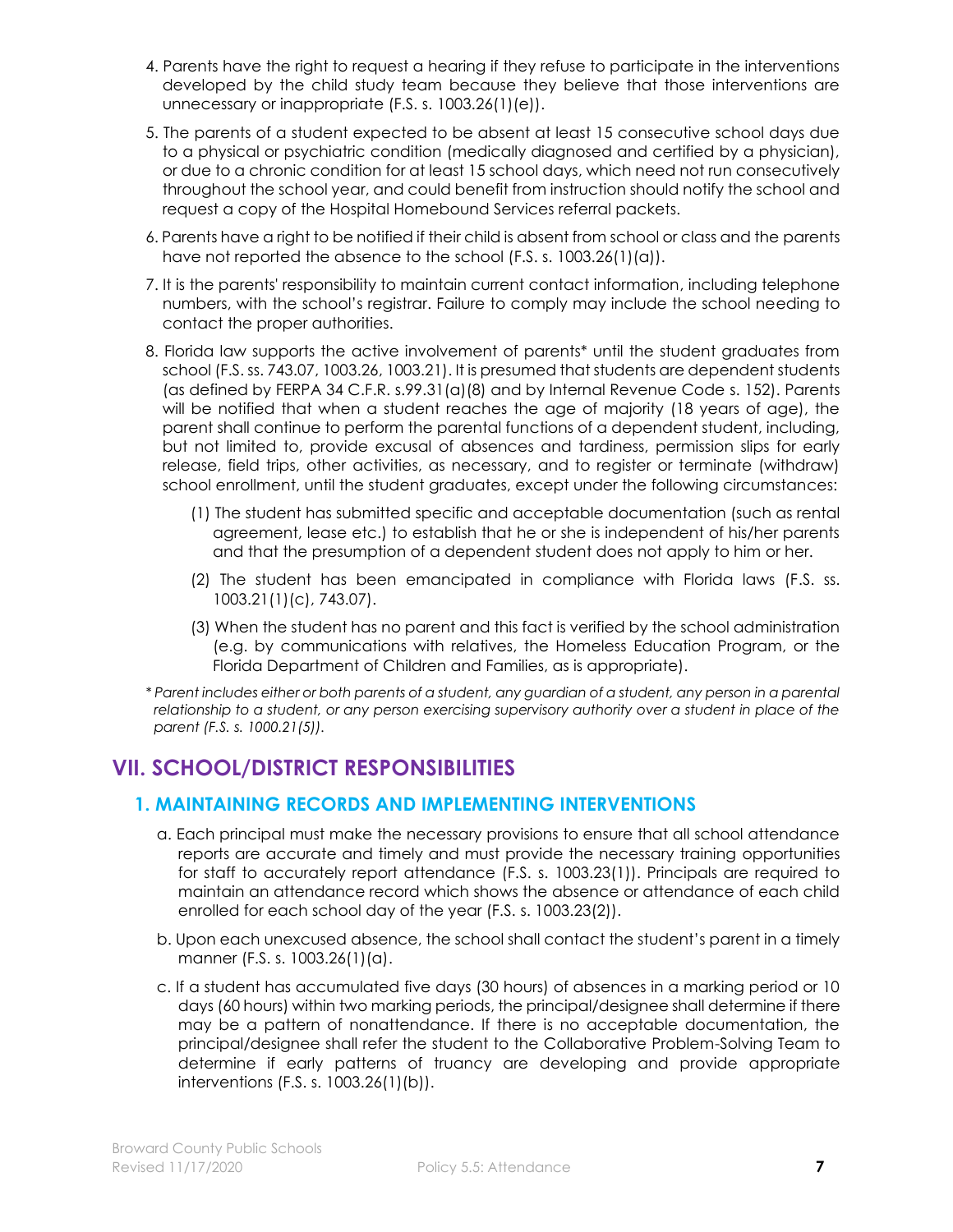4. Parents have the right to request a hearing if they refuse to participate in the interventions developed by the child study team because they believe that those interventions are unnecessary or inappropriate (F.S. s. 1003.26(1)(e)).

5. The parents of a student expected to be absent at least 15 consecutive school days due to a physical or psychiatric condition (medically diagnosed and certified by a physician), or due to a chronic condition for at least 15 school days, which need not run consecutively throughout the school year, and could benefit from instruction should notify the school and request a copy of the Hospital Homebound Services referral packets.

6. Parents have a right to be notified if their child is absent from school or class and the parents have not reported the absence to the school (F.S. s. 1003.26(1)(a)).

7. It is the parents' responsibility to maintain current contact information, including telephone numbers, with the school's registrar. Failure to comply may include the school needing to contact the proper authorities.

8. Florida law supports the active involvement of parents* until the student graduates from school (F.S. ss. 743.07, 1003.26, 1003.21). It is presumed that students are dependent students (as defined by FERPA 34 C.F.R. s.99.31(a)(8) and by Internal Revenue Code s. 152). Parents will be notified that when a student reaches the age of majority (18 years of age), the parent shall continue to perform the parental functions of a dependent student, including, but not limited to, provide excusal of absences and tardiness, permission slips for early release, field trips, other activities, as necessary, and to register or terminate (withdraw) school enrollment, until the student graduates, except under the following circumstances:

   (1) The student has submitted specific and acceptable documentation (such as rental agreement, lease etc.) to establish that he or she is independent of his/her parents and that the presumption of a dependent student does not apply to him or her.

   (2) The student has been emancipated in compliance with Florida laws (F.S. ss. 1003.21(1)(c), 743.07).

   (3) When the student has no parent and this fact is verified by the school administration (e.g. by communications with relatives, the Homeless Education Program, or the Florida Department of Children and Families, as is appropriate).

*\* Parent includes either or both parents of a student, any guardian of a student, any person in a parental relationship to a student, or any person exercising supervisory authority over a student in place of the parent (F.S. s. 1000.21(5)).*

## VII. SCHOOL/DISTRICT RESPONSIBILITIES

### 1. MAINTAINING RECORDS AND IMPLEMENTING INTERVENTIONS

a. Each principal must make the necessary provisions to ensure that all school attendance reports are accurate and timely and must provide the necessary training opportunities for staff to accurately report attendance (F.S. s. 1003.23(1)). Principals are required to maintain an attendance record which shows the absence or attendance of each child enrolled for each school day of the year (F.S. s. 1003.23(2)).

b. Upon each unexcused absence, the school shall contact the student's parent in a timely manner (F.S. s. 1003.26(1)(a).

c. If a student has accumulated five days (30 hours) of absences in a marking period or 10 days (60 hours) within two marking periods, the principal/designee shall determine if there may be a pattern of nonattendance. If there is no acceptable documentation, the principal/designee shall refer the student to the Collaborative Problem-Solving Team to determine if early patterns of truancy are developing and provide appropriate interventions (F.S. s. 1003.26(1)(b)).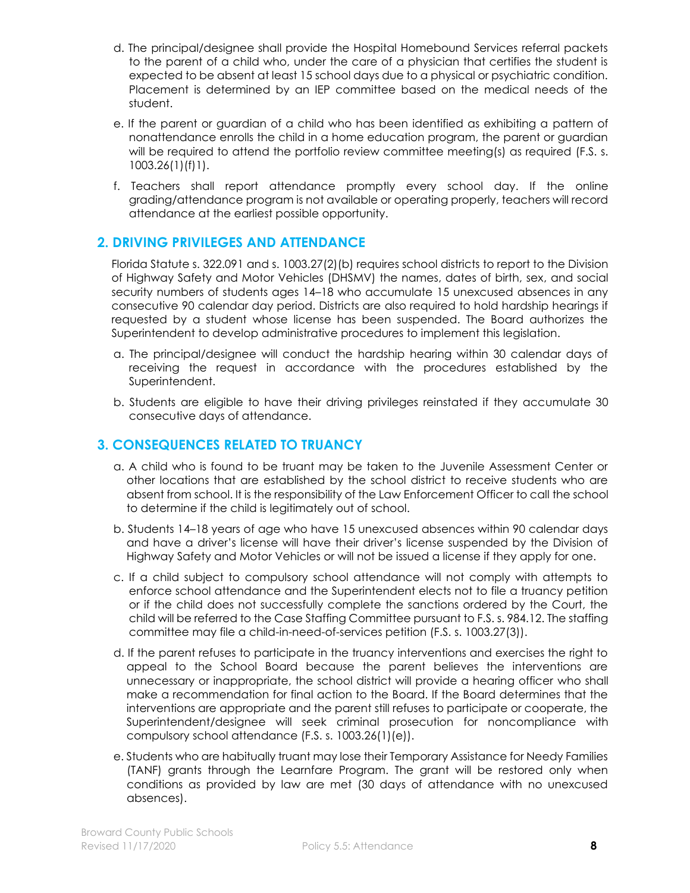d. The principal/designee shall provide the Hospital Homebound Services referral packets to the parent of a child who, under the care of a physician that certifies the student is expected to be absent at least 15 school days due to a physical or psychiatric condition. Placement is determined by an IEP committee based on the medical needs of the student.

e. If the parent or guardian of a child who has been identified as exhibiting a pattern of nonattendance enrolls the child in a home education program, the parent or guardian will be required to attend the portfolio review committee meeting(s) as required (F.S. s. 1003.26(1)(f)1).

f. Teachers shall report attendance promptly every school day. If the online grading/attendance program is not available or operating properly, teachers will record attendance at the earliest possible opportunity.

## 2. DRIVING PRIVILEGES AND ATTENDANCE

Florida Statute s. 322.091 and s. 1003.27(2)(b) requires school districts to report to the Division of Highway Safety and Motor Vehicles (DHSMV) the names, dates of birth, sex, and social security numbers of students ages 14–18 who accumulate 15 unexcused absences in any consecutive 90 calendar day period. Districts are also required to hold hardship hearings if requested by a student whose license has been suspended. The Board authorizes the Superintendent to develop administrative procedures to implement this legislation.

a. The principal/designee will conduct the hardship hearing within 30 calendar days of receiving the request in accordance with the procedures established by the Superintendent.

b. Students are eligible to have their driving privileges reinstated if they accumulate 30 consecutive days of attendance.

## 3. CONSEQUENCES RELATED TO TRUANCY

a. A child who is found to be truant may be taken to the Juvenile Assessment Center or other locations that are established by the school district to receive students who are absent from school. It is the responsibility of the Law Enforcement Officer to call the school to determine if the child is legitimately out of school.

b. Students 14–18 years of age who have 15 unexcused absences within 90 calendar days and have a driver's license will have their driver's license suspended by the Division of Highway Safety and Motor Vehicles or will not be issued a license if they apply for one.

c. If a child subject to compulsory school attendance will not comply with attempts to enforce school attendance and the Superintendent elects not to file a truancy petition or if the child does not successfully complete the sanctions ordered by the Court, the child will be referred to the Case Staffing Committee pursuant to F.S. s. 984.12. The staffing committee may file a child-in-need-of-services petition (F.S. s. 1003.27(3)).

d. If the parent refuses to participate in the truancy interventions and exercises the right to appeal to the School Board because the parent believes the interventions are unnecessary or inappropriate, the school district will provide a hearing officer who shall make a recommendation for final action to the Board. If the Board determines that the interventions are appropriate and the parent still refuses to participate or cooperate, the Superintendent/designee will seek criminal prosecution for noncompliance with compulsory school attendance (F.S. s. 1003.26(1)(e)).

e. Students who are habitually truant may lose their Temporary Assistance for Needy Families (TANF) grants through the Learnfare Program. The grant will be restored only when conditions as provided by law are met (30 days of attendance with no unexcused absences).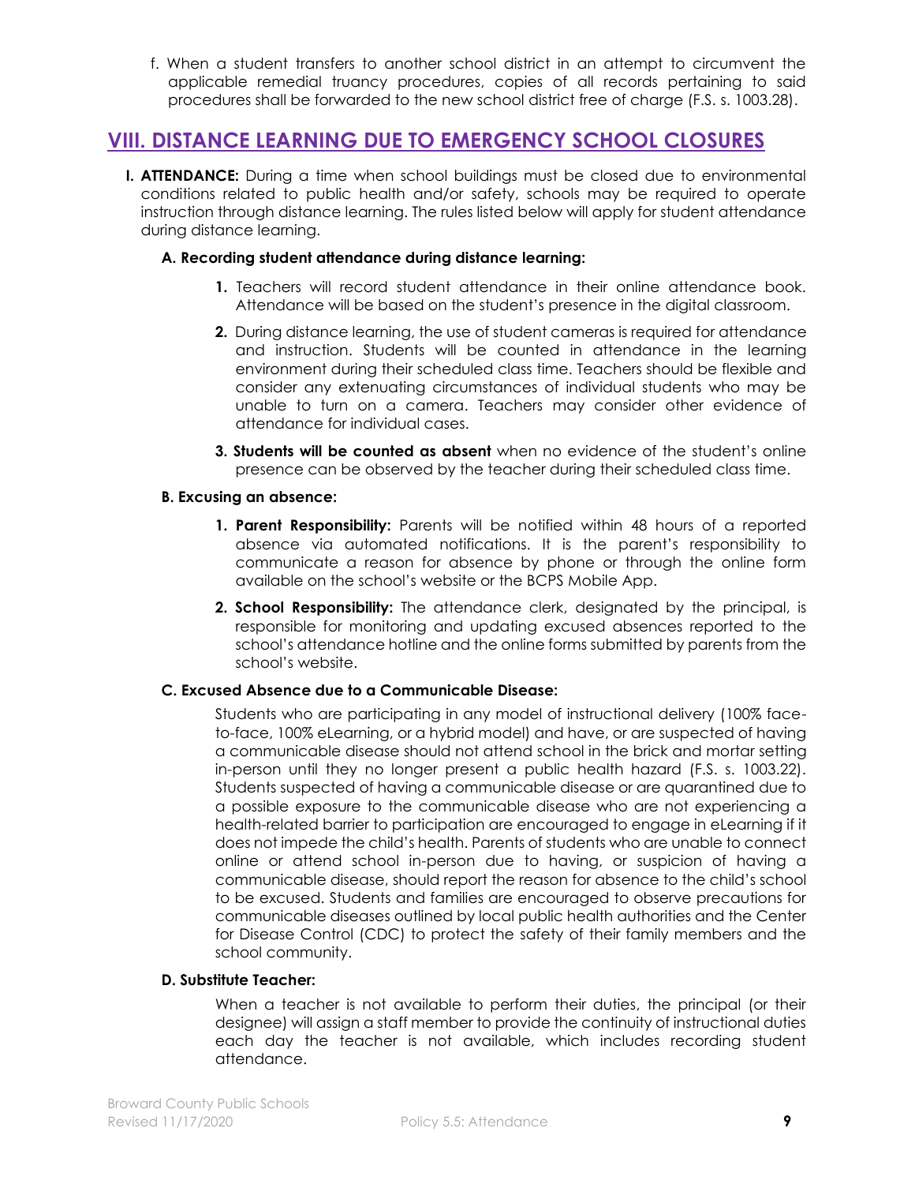f. When a student transfers to another school district in an attempt to circumvent the applicable remedial truancy procedures, copies of all records pertaining to said procedures shall be forwarded to the new school district free of charge (F.S. s. 1003.28).

## VIII. DISTANCE LEARNING DUE TO EMERGENCY SCHOOL CLOSURES

**I. ATTENDANCE:** During a time when school buildings must be closed due to environmental conditions related to public health and/or safety, schools may be required to operate instruction through distance learning. The rules listed below will apply for student attendance during distance learning.

**A. Recording student attendance during distance learning:**

1. Teachers will record student attendance in their online attendance book. Attendance will be based on the student's presence in the digital classroom.
2. During distance learning, the use of student cameras is required for attendance and instruction. Students will be counted in attendance in the learning environment during their scheduled class time. Teachers should be flexible and consider any extenuating circumstances of individual students who may be unable to turn on a camera. Teachers may consider other evidence of attendance for individual cases.
3. **Students will be counted as absent** when no evidence of the student's online presence can be observed by the teacher during their scheduled class time.

**B. Excusing an absence:**

1. **Parent Responsibility:** Parents will be notified within 48 hours of a reported absence via automated notifications. It is the parent's responsibility to communicate a reason for absence by phone or through the online form available on the school's website or the BCPS Mobile App.
2. **School Responsibility:** The attendance clerk, designated by the principal, is responsible for monitoring and updating excused absences reported to the school's attendance hotline and the online forms submitted by parents from the school's website.

**C. Excused Absence due to a Communicable Disease:**

Students who are participating in any model of instructional delivery (100% face-to-face, 100% eLearning, or a hybrid model) and have, or are suspected of having a communicable disease should not attend school in the brick and mortar setting in-person until they no longer present a public health hazard (F.S. s. 1003.22). Students suspected of having a communicable disease or are quarantined due to a possible exposure to the communicable disease who are not experiencing a health-related barrier to participation are encouraged to engage in eLearning if it does not impede the child's health. Parents of students who are unable to connect online or attend school in-person due to having, or suspicion of having a communicable disease, should report the reason for absence to the child's school to be excused. Students and families are encouraged to observe precautions for communicable diseases outlined by local public health authorities and the Center for Disease Control (CDC) to protect the safety of their family members and the school community.

**D. Substitute Teacher:**

When a teacher is not available to perform their duties, the principal (or their designee) will assign a staff member to provide the continuity of instructional duties each day the teacher is not available, which includes recording student attendance.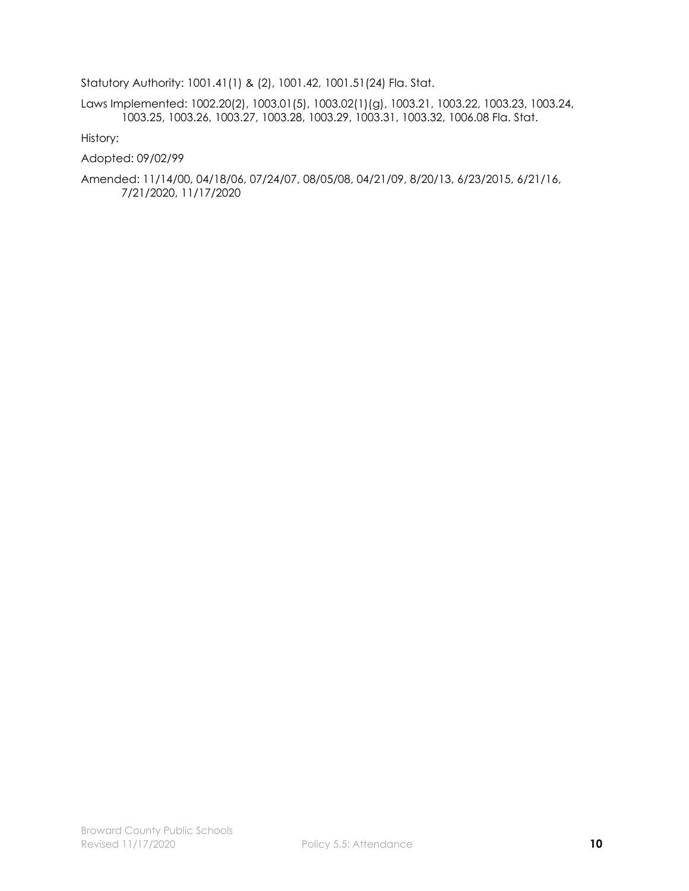Statutory Authority: 1001.41(1) & (2), 1001.42, 1001.51(24) Fla. Stat.

Laws Implemented: 1002.20(2), 1003.01(5), 1003.02(1)(g), 1003.21, 1003.22, 1003.23, 1003.24, 1003.25, 1003.26, 1003.27, 1003.28, 1003.29, 1003.31, 1003.32, 1006.08 Fla. Stat.

History:

Adopted: 09/02/99

Amended: 11/14/00, 04/18/06, 07/24/07, 08/05/08, 04/21/09, 8/20/13, 6/23/2015, 6/21/16, 7/21/2020, 11/17/2020